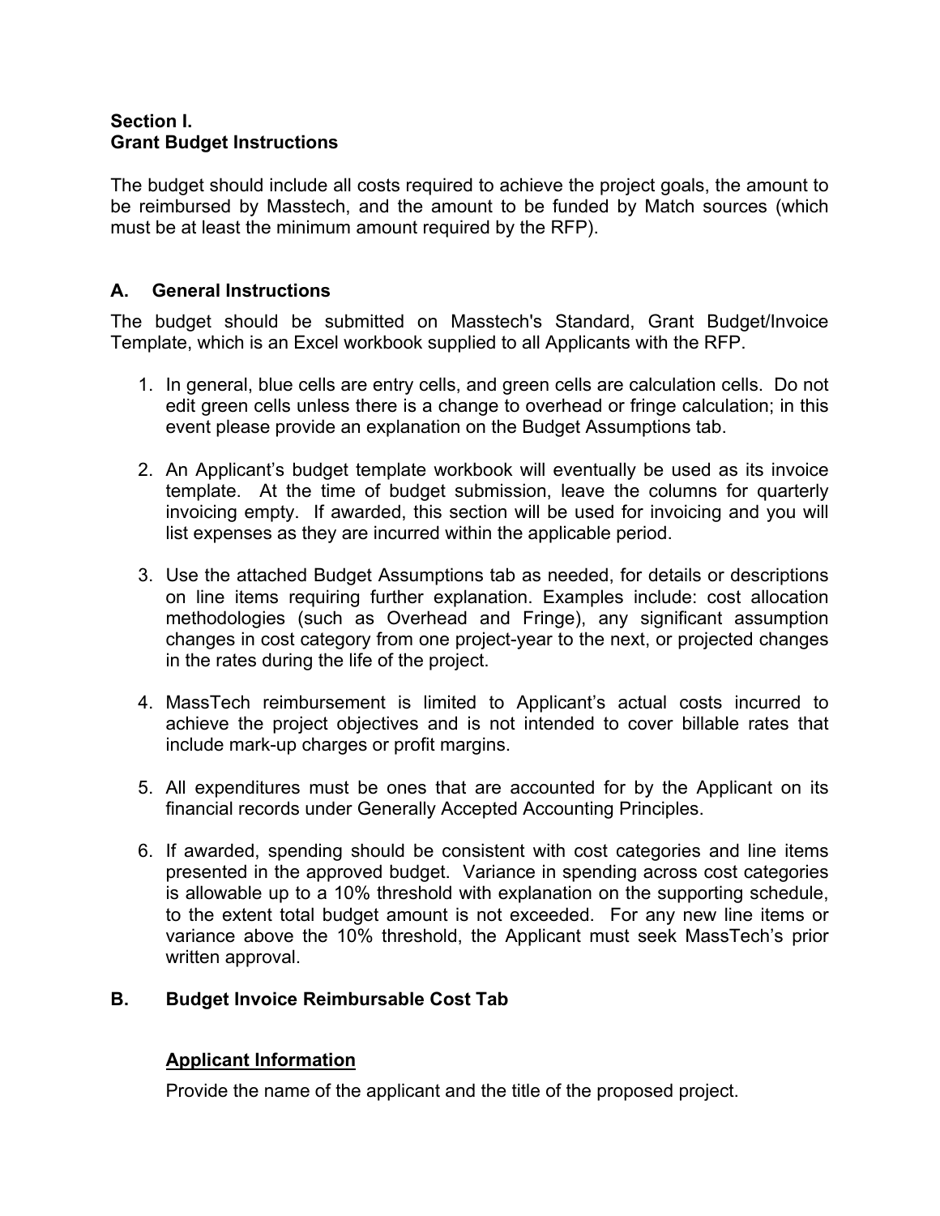## Section I.
## Grant Budget Instructions

The budget should include all costs required to achieve the project goals, the amount to be reimbursed by Masstech, and the amount to be funded by Match sources (which must be at least the minimum amount required by the RFP).

### A. General Instructions

The budget should be submitted on Masstech's Standard, Grant Budget/Invoice Template, which is an Excel workbook supplied to all Applicants with the RFP.

1. In general, blue cells are entry cells, and green cells are calculation cells. Do not edit green cells unless there is a change to overhead or fringe calculation; in this event please provide an explanation on the Budget Assumptions tab.

2. An Applicant's budget template workbook will eventually be used as its invoice template. At the time of budget submission, leave the columns for quarterly invoicing empty. If awarded, this section will be used for invoicing and you will list expenses as they are incurred within the applicable period.

3. Use the attached Budget Assumptions tab as needed, for details or descriptions on line items requiring further explanation. Examples include: cost allocation methodologies (such as Overhead and Fringe), any significant assumption changes in cost category from one project-year to the next, or projected changes in the rates during the life of the project.

4. MassTech reimbursement is limited to Applicant's actual costs incurred to achieve the project objectives and is not intended to cover billable rates that include mark-up charges or profit margins.

5. All expenditures must be ones that are accounted for by the Applicant on its financial records under Generally Accepted Accounting Principles.

6. If awarded, spending should be consistent with cost categories and line items presented in the approved budget. Variance in spending across cost categories is allowable up to a 10% threshold with explanation on the supporting schedule, to the extent total budget amount is not exceeded. For any new line items or variance above the 10% threshold, the Applicant must seek MassTech's prior written approval.

### B. Budget Invoice Reimbursable Cost Tab

**Applicant Information**

Provide the name of the applicant and the title of the proposed project.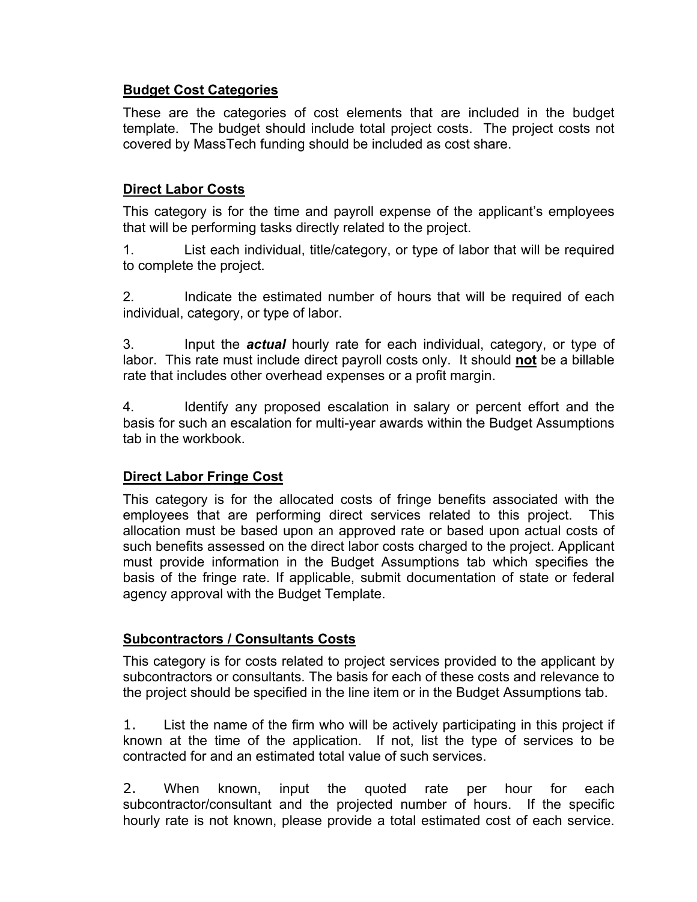## Budget Cost Categories

These are the categories of cost elements that are included in the budget template. The budget should include total project costs. The project costs not covered by MassTech funding should be included as cost share.

## Direct Labor Costs

This category is for the time and payroll expense of the applicant's employees that will be performing tasks directly related to the project.

1. List each individual, title/category, or type of labor that will be required to complete the project.

2. Indicate the estimated number of hours that will be required of each individual, category, or type of labor.

3. Input the ***actual*** hourly rate for each individual, category, or type of labor. This rate must include direct payroll costs only. It should **not** be a billable rate that includes other overhead expenses or a profit margin.

4. Identify any proposed escalation in salary or percent effort and the basis for such an escalation for multi-year awards within the Budget Assumptions tab in the workbook.

## Direct Labor Fringe Cost

This category is for the allocated costs of fringe benefits associated with the employees that are performing direct services related to this project. This allocation must be based upon an approved rate or based upon actual costs of such benefits assessed on the direct labor costs charged to the project. Applicant must provide information in the Budget Assumptions tab which specifies the basis of the fringe rate. If applicable, submit documentation of state or federal agency approval with the Budget Template.

## Subcontractors / Consultants Costs

This category is for costs related to project services provided to the applicant by subcontractors or consultants. The basis for each of these costs and relevance to the project should be specified in the line item or in the Budget Assumptions tab.

1. List the name of the firm who will be actively participating in this project if known at the time of the application. If not, list the type of services to be contracted for and an estimated total value of such services.

2. When known, input the quoted rate per hour for each subcontractor/consultant and the projected number of hours. If the specific hourly rate is not known, please provide a total estimated cost of each service.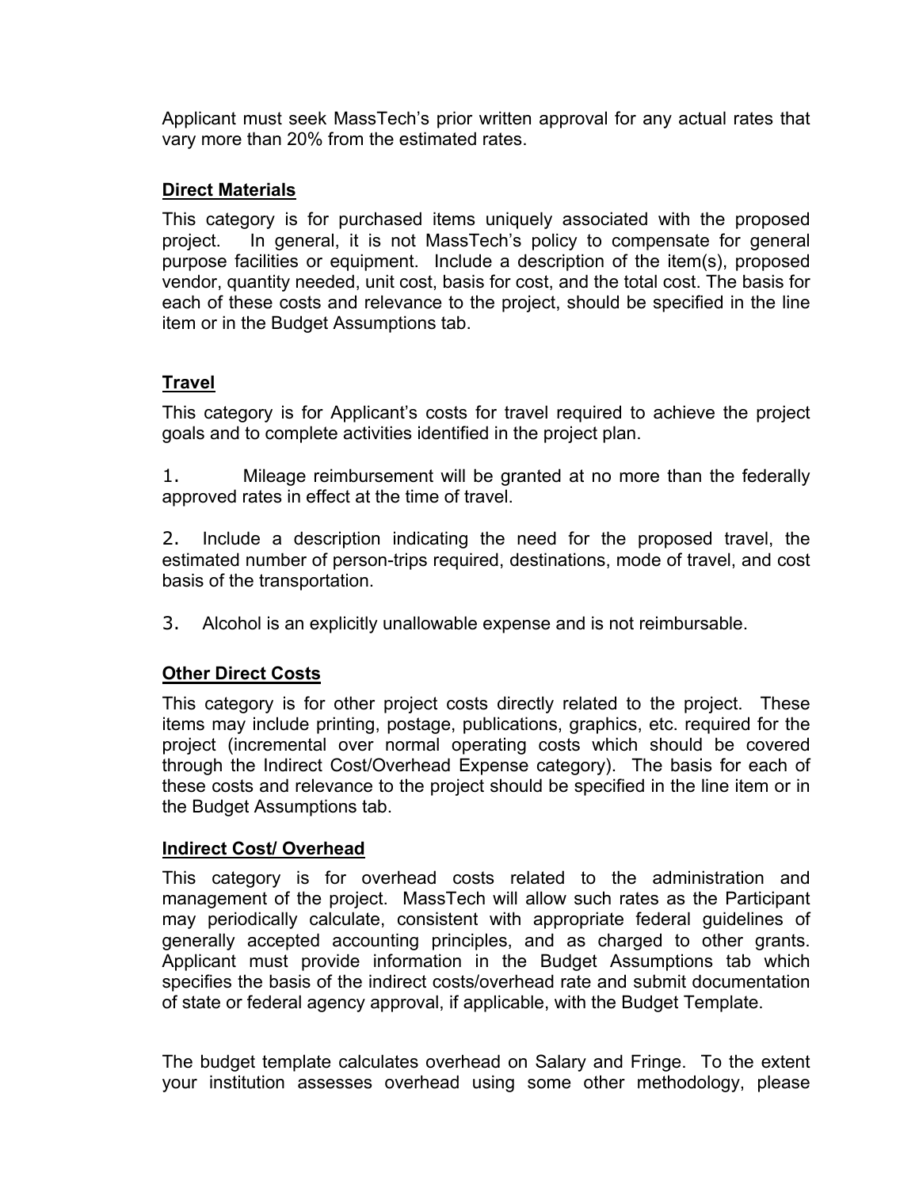Applicant must seek MassTech's prior written approval for any actual rates that vary more than 20% from the estimated rates.

**Direct Materials**

This category is for purchased items uniquely associated with the proposed project. In general, it is not MassTech's policy to compensate for general purpose facilities or equipment. Include a description of the item(s), proposed vendor, quantity needed, unit cost, basis for cost, and the total cost. The basis for each of these costs and relevance to the project, should be specified in the line item or in the Budget Assumptions tab.

**Travel**

This category is for Applicant's costs for travel required to achieve the project goals and to complete activities identified in the project plan.

1. Mileage reimbursement will be granted at no more than the federally approved rates in effect at the time of travel.

2. Include a description indicating the need for the proposed travel, the estimated number of person-trips required, destinations, mode of travel, and cost basis of the transportation.

3. Alcohol is an explicitly unallowable expense and is not reimbursable.

**Other Direct Costs**

This category is for other project costs directly related to the project. These items may include printing, postage, publications, graphics, etc. required for the project (incremental over normal operating costs which should be covered through the Indirect Cost/Overhead Expense category). The basis for each of these costs and relevance to the project should be specified in the line item or in the Budget Assumptions tab.

**Indirect Cost/ Overhead**

This category is for overhead costs related to the administration and management of the project. MassTech will allow such rates as the Participant may periodically calculate, consistent with appropriate federal guidelines of generally accepted accounting principles, and as charged to other grants. Applicant must provide information in the Budget Assumptions tab which specifies the basis of the indirect costs/overhead rate and submit documentation of state or federal agency approval, if applicable, with the Budget Template.

The budget template calculates overhead on Salary and Fringe. To the extent your institution assesses overhead using some other methodology, please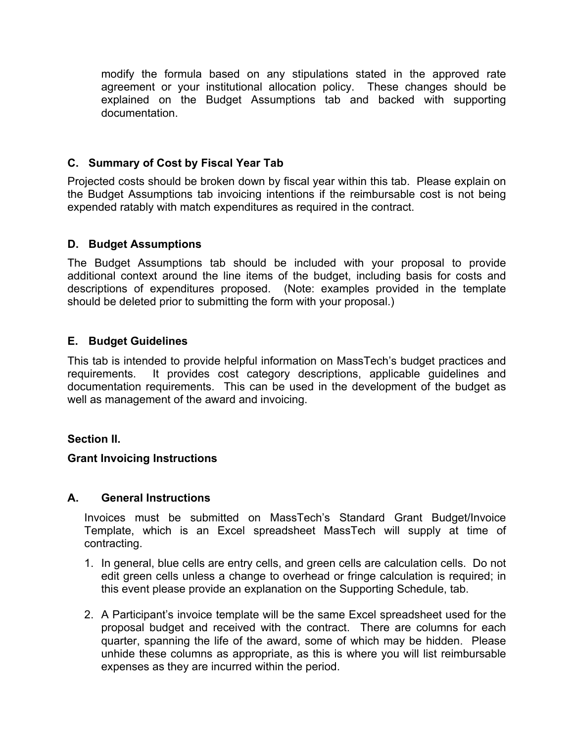modify the formula based on any stipulations stated in the approved rate agreement or your institutional allocation policy. These changes should be explained on the Budget Assumptions tab and backed with supporting documentation.

### C. Summary of Cost by Fiscal Year Tab

Projected costs should be broken down by fiscal year within this tab. Please explain on the Budget Assumptions tab invoicing intentions if the reimbursable cost is not being expended ratably with match expenditures as required in the contract.

### D. Budget Assumptions

The Budget Assumptions tab should be included with your proposal to provide additional context around the line items of the budget, including basis for costs and descriptions of expenditures proposed. (Note: examples provided in the template should be deleted prior to submitting the form with your proposal.)

### E. Budget Guidelines

This tab is intended to provide helpful information on MassTech's budget practices and requirements. It provides cost category descriptions, applicable guidelines and documentation requirements. This can be used in the development of the budget as well as management of the award and invoicing.

## Section II.

## Grant Invoicing Instructions

### A. General Instructions

Invoices must be submitted on MassTech's Standard Grant Budget/Invoice Template, which is an Excel spreadsheet MassTech will supply at time of contracting.

1. In general, blue cells are entry cells, and green cells are calculation cells. Do not edit green cells unless a change to overhead or fringe calculation is required; in this event please provide an explanation on the Supporting Schedule, tab.

2. A Participant's invoice template will be the same Excel spreadsheet used for the proposal budget and received with the contract. There are columns for each quarter, spanning the life of the award, some of which may be hidden. Please unhide these columns as appropriate, as this is where you will list reimbursable expenses as they are incurred within the period.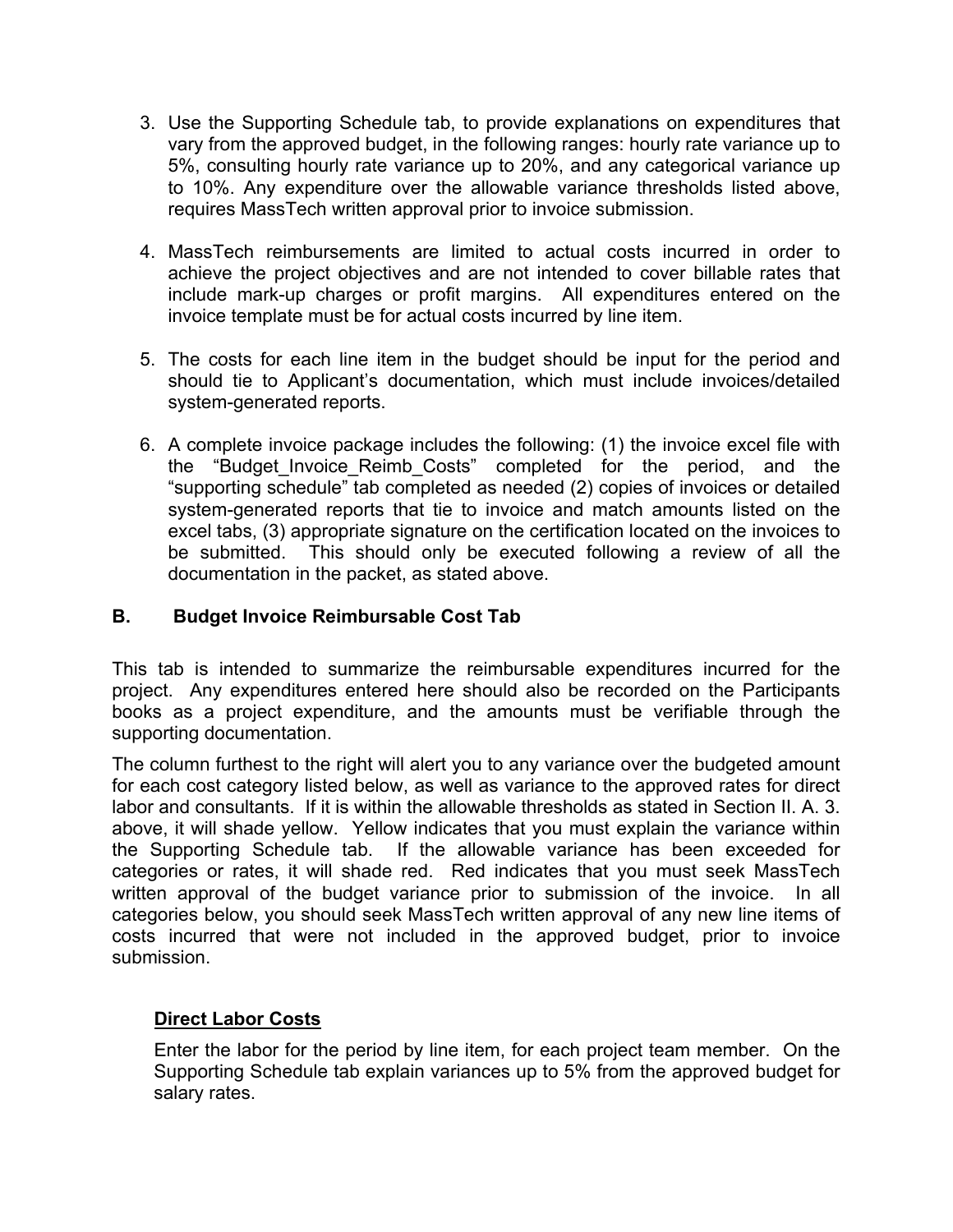3. Use the Supporting Schedule tab, to provide explanations on expenditures that vary from the approved budget, in the following ranges: hourly rate variance up to 5%, consulting hourly rate variance up to 20%, and any categorical variance up to 10%. Any expenditure over the allowable variance thresholds listed above, requires MassTech written approval prior to invoice submission.

4. MassTech reimbursements are limited to actual costs incurred in order to achieve the project objectives and are not intended to cover billable rates that include mark-up charges or profit margins. All expenditures entered on the invoice template must be for actual costs incurred by line item.

5. The costs for each line item in the budget should be input for the period and should tie to Applicant's documentation, which must include invoices/detailed system-generated reports.

6. A complete invoice package includes the following: (1) the invoice excel file with the "Budget_Invoice_Reimb_Costs" completed for the period, and the "supporting schedule" tab completed as needed (2) copies of invoices or detailed system-generated reports that tie to invoice and match amounts listed on the excel tabs, (3) appropriate signature on the certification located on the invoices to be submitted. This should only be executed following a review of all the documentation in the packet, as stated above.

## B. Budget Invoice Reimbursable Cost Tab

This tab is intended to summarize the reimbursable expenditures incurred for the project. Any expenditures entered here should also be recorded on the Participants books as a project expenditure, and the amounts must be verifiable through the supporting documentation.

The column furthest to the right will alert you to any variance over the budgeted amount for each cost category listed below, as well as variance to the approved rates for direct labor and consultants. If it is within the allowable thresholds as stated in Section II. A. 3. above, it will shade yellow. Yellow indicates that you must explain the variance within the Supporting Schedule tab. If the allowable variance has been exceeded for categories or rates, it will shade red. Red indicates that you must seek MassTech written approval of the budget variance prior to submission of the invoice. In all categories below, you should seek MassTech written approval of any new line items of costs incurred that were not included in the approved budget, prior to invoice submission.

**<u>Direct Labor Costs</u>**

Enter the labor for the period by line item, for each project team member. On the Supporting Schedule tab explain variances up to 5% from the approved budget for salary rates.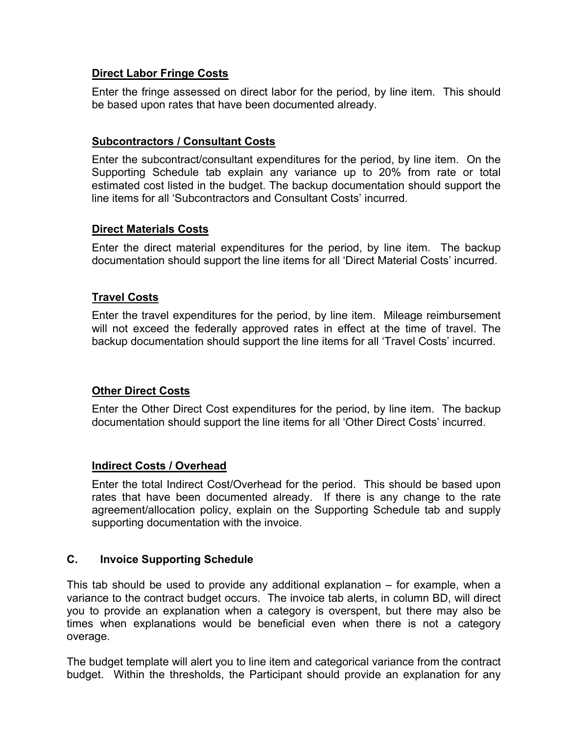**Direct Labor Fringe Costs**

Enter the fringe assessed on direct labor for the period, by line item. This should be based upon rates that have been documented already.

**Subcontractors / Consultant Costs**

Enter the subcontract/consultant expenditures for the period, by line item. On the Supporting Schedule tab explain any variance up to 20% from rate or total estimated cost listed in the budget. The backup documentation should support the line items for all 'Subcontractors and Consultant Costs' incurred.

**Direct Materials Costs**

Enter the direct material expenditures for the period, by line item. The backup documentation should support the line items for all 'Direct Material Costs' incurred.

**Travel Costs**

Enter the travel expenditures for the period, by line item. Mileage reimbursement will not exceed the federally approved rates in effect at the time of travel. The backup documentation should support the line items for all 'Travel Costs' incurred.

**Other Direct Costs**

Enter the Other Direct Cost expenditures for the period, by line item. The backup documentation should support the line items for all 'Other Direct Costs' incurred.

**Indirect Costs / Overhead**

Enter the total Indirect Cost/Overhead for the period. This should be based upon rates that have been documented already. If there is any change to the rate agreement/allocation policy, explain on the Supporting Schedule tab and supply supporting documentation with the invoice.

### C. Invoice Supporting Schedule

This tab should be used to provide any additional explanation – for example, when a variance to the contract budget occurs. The invoice tab alerts, in column BD, will direct you to provide an explanation when a category is overspent, but there may also be times when explanations would be beneficial even when there is not a category overage.

The budget template will alert you to line item and categorical variance from the contract budget. Within the thresholds, the Participant should provide an explanation for any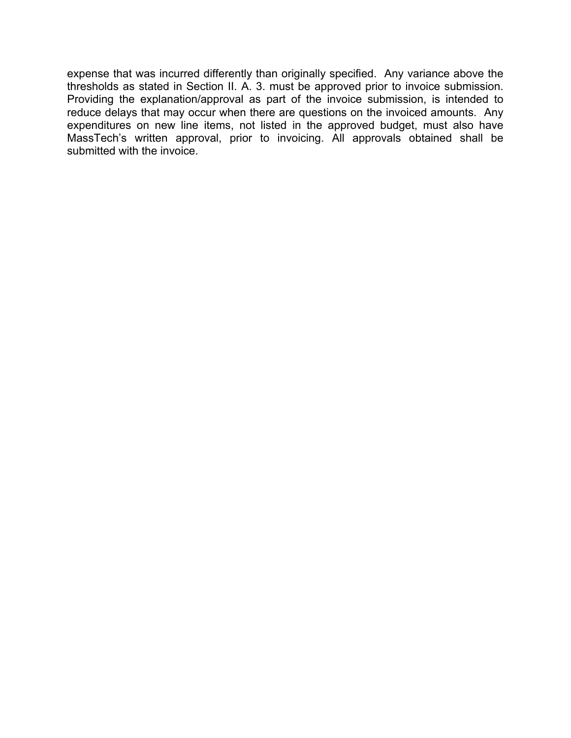expense that was incurred differently than originally specified. Any variance above the thresholds as stated in Section II. A. 3. must be approved prior to invoice submission. Providing the explanation/approval as part of the invoice submission, is intended to reduce delays that may occur when there are questions on the invoiced amounts. Any expenditures on new line items, not listed in the approved budget, must also have MassTech's written approval, prior to invoicing. All approvals obtained shall be submitted with the invoice.